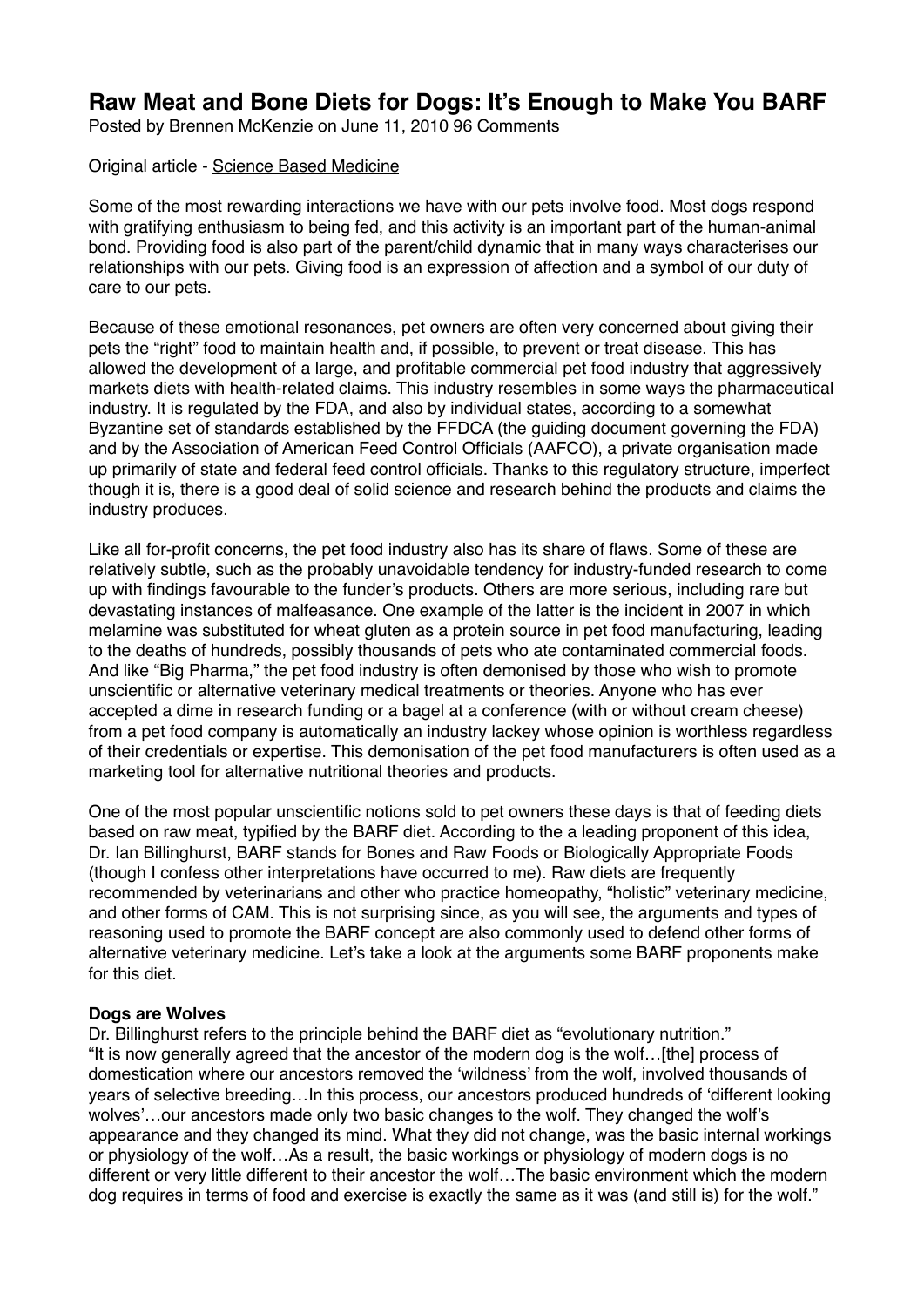# Raw Meat and Bone Diets for Dogs: It's Enough to Make You BARF

Posted by Brennen McKenzie on June 11, 2010 96 Comments

Original article - Science Based Medicine

Some of the most rewarding interactions we have with our pets involve food. Most dogs respond with gratifying enthusiasm to being fed, and this activity is an important part of the human-animal bond. Providing food is also part of the parent/child dynamic that in many ways characterises our relationships with our pets. Giving food is an expression of affection and a symbol of our duty of care to our pets.

Because of these emotional resonances, pet owners are often very concerned about giving their pets the "right" food to maintain health and, if possible, to prevent or treat disease. This has allowed the development of a large, and profitable commercial pet food industry that aggressively markets diets with health-related claims. This industry resembles in some ways the pharmaceutical industry. It is regulated by the FDA, and also by individual states, according to a somewhat Byzantine set of standards established by the FFDCA (the guiding document governing the FDA) and by the Association of American Feed Control Officials (AAFCO), a private organisation made up primarily of state and federal feed control officials. Thanks to this regulatory structure, imperfect though it is, there is a good deal of solid science and research behind the products and claims the industry produces.

Like all for-profit concerns, the pet food industry also has its share of flaws. Some of these are relatively subtle, such as the probably unavoidable tendency for industry-funded research to come up with findings favourable to the funder's products. Others are more serious, including rare but devastating instances of malfeasance. One example of the latter is the incident in 2007 in which melamine was substituted for wheat gluten as a protein source in pet food manufacturing, leading to the deaths of hundreds, possibly thousands of pets who ate contaminated commercial foods. And like "Big Pharma," the pet food industry is often demonised by those who wish to promote unscientific or alternative veterinary medical treatments or theories. Anyone who has ever accepted a dime in research funding or a bagel at a conference (with or without cream cheese) from a pet food company is automatically an industry lackey whose opinion is worthless regardless of their credentials or expertise. This demonisation of the pet food manufacturers is often used as a marketing tool for alternative nutritional theories and products.

One of the most popular unscientific notions sold to pet owners these days is that of feeding diets based on raw meat, typified by the BARF diet. According to the a leading proponent of this idea, Dr. Ian Billinghurst, BARF stands for Bones and Raw Foods or Biologically Appropriate Foods (though I confess other interpretations have occurred to me). Raw diets are frequently recommended by veterinarians and other who practice homeopathy, "holistic" veterinary medicine, and other forms of CAM. This is not surprising since, as you will see, the arguments and types of reasoning used to promote the BARF concept are also commonly used to defend other forms of alternative veterinary medicine. Let's take a look at the arguments some BARF proponents make for this diet.

**Dogs are Wolves**

Dr. Billinghurst refers to the principle behind the BARF diet as "evolutionary nutrition."
"It is now generally agreed that the ancestor of the modern dog is the wolf…[the] process of domestication where our ancestors removed the 'wildness' from the wolf, involved thousands of years of selective breeding…In this process, our ancestors produced hundreds of 'different looking wolves'…our ancestors made only two basic changes to the wolf. They changed the wolf's appearance and they changed its mind. What they did not change, was the basic internal workings or physiology of the wolf…As a result, the basic workings or physiology of modern dogs is no different or very little different to their ancestor the wolf…The basic environment which the modern dog requires in terms of food and exercise is exactly the same as it was (and still is) for the wolf."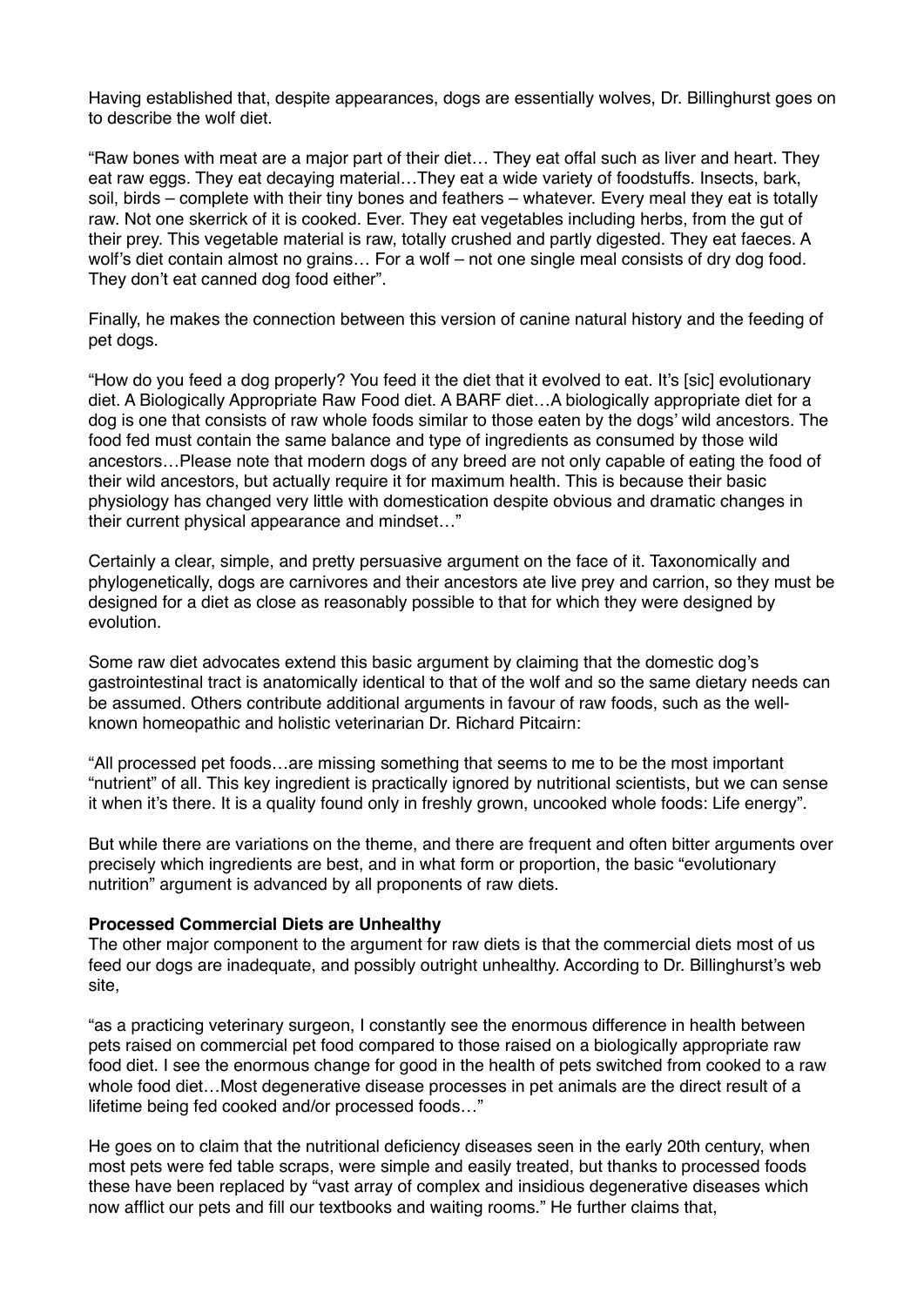Having established that, despite appearances, dogs are essentially wolves, Dr. Billinghurst goes on to describe the wolf diet.

"Raw bones with meat are a major part of their diet… They eat offal such as liver and heart. They eat raw eggs. They eat decaying material…They eat a wide variety of foodstuffs. Insects, bark, soil, birds – complete with their tiny bones and feathers – whatever. Every meal they eat is totally raw. Not one skerrick of it is cooked. Ever. They eat vegetables including herbs, from the gut of their prey. This vegetable material is raw, totally crushed and partly digested. They eat faeces. A wolf's diet contain almost no grains… For a wolf – not one single meal consists of dry dog food. They don't eat canned dog food either".

Finally, he makes the connection between this version of canine natural history and the feeding of pet dogs.

"How do you feed a dog properly? You feed it the diet that it evolved to eat. It's [sic] evolutionary diet. A Biologically Appropriate Raw Food diet. A BARF diet…A biologically appropriate diet for a dog is one that consists of raw whole foods similar to those eaten by the dogs' wild ancestors. The food fed must contain the same balance and type of ingredients as consumed by those wild ancestors…Please note that modern dogs of any breed are not only capable of eating the food of their wild ancestors, but actually require it for maximum health. This is because their basic physiology has changed very little with domestication despite obvious and dramatic changes in their current physical appearance and mindset…"

Certainly a clear, simple, and pretty persuasive argument on the face of it. Taxonomically and phylogenetically, dogs are carnivores and their ancestors ate live prey and carrion, so they must be designed for a diet as close as reasonably possible to that for which they were designed by evolution.

Some raw diet advocates extend this basic argument by claiming that the domestic dog's gastrointestinal tract is anatomically identical to that of the wolf and so the same dietary needs can be assumed. Others contribute additional arguments in favour of raw foods, such as the well-known homeopathic and holistic veterinarian Dr. Richard Pitcairn:

"All processed pet foods…are missing something that seems to me to be the most important "nutrient" of all. This key ingredient is practically ignored by nutritional scientists, but we can sense it when it's there. It is a quality found only in freshly grown, uncooked whole foods: Life energy".

But while there are variations on the theme, and there are frequent and often bitter arguments over precisely which ingredients are best, and in what form or proportion, the basic "evolutionary nutrition" argument is advanced by all proponents of raw diets.

**Processed Commercial Diets are Unhealthy**

The other major component to the argument for raw diets is that the commercial diets most of us feed our dogs are inadequate, and possibly outright unhealthy. According to Dr. Billinghurst's web site,

"as a practicing veterinary surgeon, I constantly see the enormous difference in health between pets raised on commercial pet food compared to those raised on a biologically appropriate raw food diet. I see the enormous change for good in the health of pets switched from cooked to a raw whole food diet…Most degenerative disease processes in pet animals are the direct result of a lifetime being fed cooked and/or processed foods…"

He goes on to claim that the nutritional deficiency diseases seen in the early 20th century, when most pets were fed table scraps, were simple and easily treated, but thanks to processed foods these have been replaced by "vast array of complex and insidious degenerative diseases which now afflict our pets and fill our textbooks and waiting rooms." He further claims that,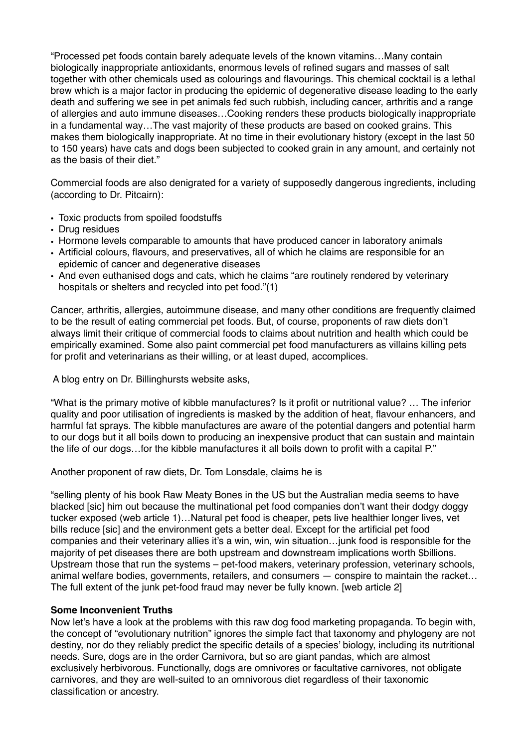"Processed pet foods contain barely adequate levels of the known vitamins…Many contain biologically inappropriate antioxidants, enormous levels of refined sugars and masses of salt together with other chemicals used as colourings and flavourings. This chemical cocktail is a lethal brew which is a major factor in producing the epidemic of degenerative disease leading to the early death and suffering we see in pet animals fed such rubbish, including cancer, arthritis and a range of allergies and auto immune diseases…Cooking renders these products biologically inappropriate in a fundamental way…The vast majority of these products are based on cooked grains. This makes them biologically inappropriate. At no time in their evolutionary history (except in the last 50 to 150 years) have cats and dogs been subjected to cooked grain in any amount, and certainly not as the basis of their diet."

Commercial foods are also denigrated for a variety of supposedly dangerous ingredients, including (according to Dr. Pitcairn):

- Toxic products from spoiled foodstuffs
- Drug residues
- Hormone levels comparable to amounts that have produced cancer in laboratory animals
- Artificial colours, flavours, and preservatives, all of which he claims are responsible for an epidemic of cancer and degenerative diseases
- And even euthanised dogs and cats, which he claims "are routinely rendered by veterinary hospitals or shelters and recycled into pet food."(1)

Cancer, arthritis, allergies, autoimmune disease, and many other conditions are frequently claimed to be the result of eating commercial pet foods. But, of course, proponents of raw diets don't always limit their critique of commercial foods to claims about nutrition and health which could be empirically examined. Some also paint commercial pet food manufacturers as villains killing pets for profit and veterinarians as their willing, or at least duped, accomplices.

A blog entry on Dr. Billinghursts website asks,

"What is the primary motive of kibble manufactures? Is it profit or nutritional value? … The inferior quality and poor utilisation of ingredients is masked by the addition of heat, flavour enhancers, and harmful fat sprays. The kibble manufactures are aware of the potential dangers and potential harm to our dogs but it all boils down to producing an inexpensive product that can sustain and maintain the life of our dogs…for the kibble manufactures it all boils down to profit with a capital P."

Another proponent of raw diets, Dr. Tom Lonsdale, claims he is

"selling plenty of his book Raw Meaty Bones in the US but the Australian media seems to have blacked [sic] him out because the multinational pet food companies don't want their dodgy doggy tucker exposed (web article 1)…Natural pet food is cheaper, pets live healthier longer lives, vet bills reduce [sic] and the environment gets a better deal. Except for the artificial pet food companies and their veterinary allies it's a win, win, win situation…junk food is responsible for the majority of pet diseases there are both upstream and downstream implications worth $billions. Upstream those that run the systems – pet-food makers, veterinary profession, veterinary schools, animal welfare bodies, governments, retailers, and consumers — conspire to maintain the racket… The full extent of the junk pet-food fraud may never be fully known. [web article 2]

**Some Inconvenient Truths**

Now let's have a look at the problems with this raw dog food marketing propaganda. To begin with, the concept of "evolutionary nutrition" ignores the simple fact that taxonomy and phylogeny are not destiny, nor do they reliably predict the specific details of a species' biology, including its nutritional needs. Sure, dogs are in the order Carnivora, but so are giant pandas, which are almost exclusively herbivorous. Functionally, dogs are omnivores or facultative carnivores, not obligate carnivores, and they are well-suited to an omnivorous diet regardless of their taxonomic classification or ancestry.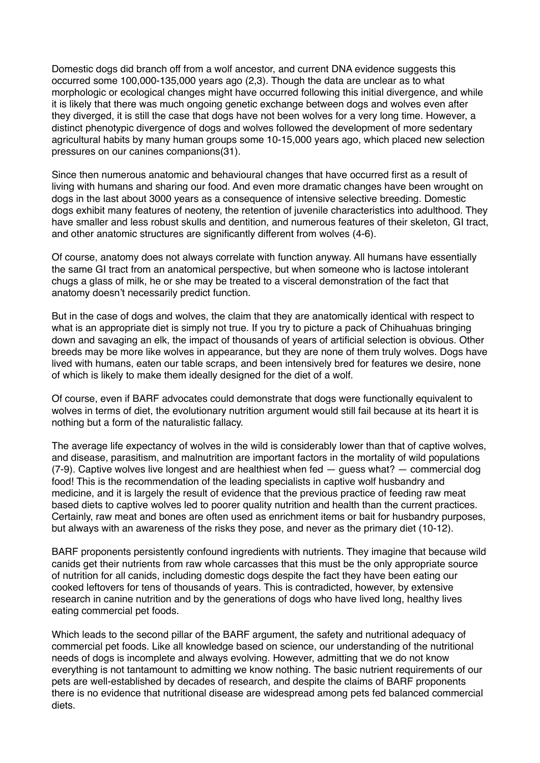Domestic dogs did branch off from a wolf ancestor, and current DNA evidence suggests this occurred some 100,000-135,000 years ago (2,3). Though the data are unclear as to what morphologic or ecological changes might have occurred following this initial divergence, and while it is likely that there was much ongoing genetic exchange between dogs and wolves even after they diverged, it is still the case that dogs have not been wolves for a very long time. However, a distinct phenotypic divergence of dogs and wolves followed the development of more sedentary agricultural habits by many human groups some 10-15,000 years ago, which placed new selection pressures on our canines companions(31).

Since then numerous anatomic and behavioural changes that have occurred first as a result of living with humans and sharing our food. And even more dramatic changes have been wrought on dogs in the last about 3000 years as a consequence of intensive selective breeding. Domestic dogs exhibit many features of neoteny, the retention of juvenile characteristics into adulthood. They have smaller and less robust skulls and dentition, and numerous features of their skeleton, GI tract, and other anatomic structures are significantly different from wolves (4-6).

Of course, anatomy does not always correlate with function anyway. All humans have essentially the same GI tract from an anatomical perspective, but when someone who is lactose intolerant chugs a glass of milk, he or she may be treated to a visceral demonstration of the fact that anatomy doesn't necessarily predict function.

But in the case of dogs and wolves, the claim that they are anatomically identical with respect to what is an appropriate diet is simply not true. If you try to picture a pack of Chihuahuas bringing down and savaging an elk, the impact of thousands of years of artificial selection is obvious. Other breeds may be more like wolves in appearance, but they are none of them truly wolves. Dogs have lived with humans, eaten our table scraps, and been intensively bred for features we desire, none of which is likely to make them ideally designed for the diet of a wolf.

Of course, even if BARF advocates could demonstrate that dogs were functionally equivalent to wolves in terms of diet, the evolutionary nutrition argument would still fail because at its heart it is nothing but a form of the naturalistic fallacy.

The average life expectancy of wolves in the wild is considerably lower than that of captive wolves, and disease, parasitism, and malnutrition are important factors in the mortality of wild populations (7-9). Captive wolves live longest and are healthiest when fed — guess what? — commercial dog food! This is the recommendation of the leading specialists in captive wolf husbandry and medicine, and it is largely the result of evidence that the previous practice of feeding raw meat based diets to captive wolves led to poorer quality nutrition and health than the current practices. Certainly, raw meat and bones are often used as enrichment items or bait for husbandry purposes, but always with an awareness of the risks they pose, and never as the primary diet (10-12).

BARF proponents persistently confound ingredients with nutrients. They imagine that because wild canids get their nutrients from raw whole carcasses that this must be the only appropriate source of nutrition for all canids, including domestic dogs despite the fact they have been eating our cooked leftovers for tens of thousands of years. This is contradicted, however, by extensive research in canine nutrition and by the generations of dogs who have lived long, healthy lives eating commercial pet foods.

Which leads to the second pillar of the BARF argument, the safety and nutritional adequacy of commercial pet foods. Like all knowledge based on science, our understanding of the nutritional needs of dogs is incomplete and always evolving. However, admitting that we do not know everything is not tantamount to admitting we know nothing. The basic nutrient requirements of our pets are well-established by decades of research, and despite the claims of BARF proponents there is no evidence that nutritional disease are widespread among pets fed balanced commercial diets.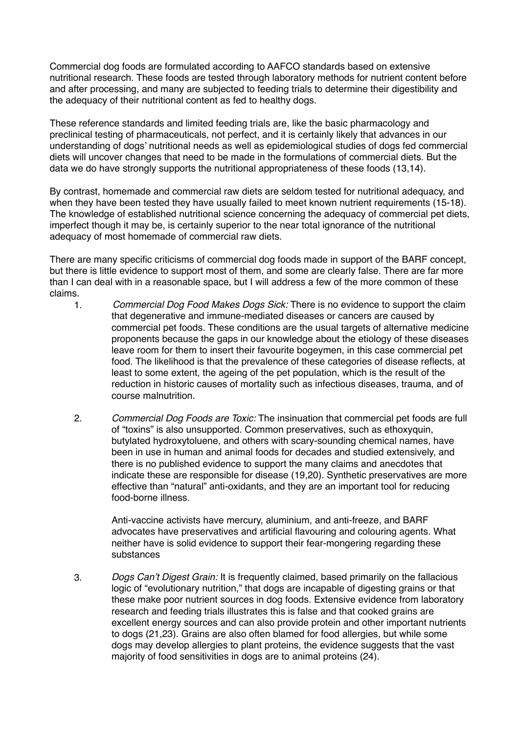Commercial dog foods are formulated according to AAFCO standards based on extensive nutritional research. These foods are tested through laboratory methods for nutrient content before and after processing, and many are subjected to feeding trials to determine their digestibility and the adequacy of their nutritional content as fed to healthy dogs.

These reference standards and limited feeding trials are, like the basic pharmacology and preclinical testing of pharmaceuticals, not perfect, and it is certainly likely that advances in our understanding of dogs' nutritional needs as well as epidemiological studies of dogs fed commercial diets will uncover changes that need to be made in the formulations of commercial diets. But the data we do have strongly supports the nutritional appropriateness of these foods (13,14).

By contrast, homemade and commercial raw diets are seldom tested for nutritional adequacy, and when they have been tested they have usually failed to meet known nutrient requirements (15-18). The knowledge of established nutritional science concerning the adequacy of commercial pet diets, imperfect though it may be, is certainly superior to the near total ignorance of the nutritional adequacy of most homemade of commercial raw diets.

There are many specific criticisms of commercial dog foods made in support of the BARF concept, but there is little evidence to support most of them, and some are clearly false. There are far more than I can deal with in a reasonable space, but I will address a few of the more common of these claims.

1. *Commercial Dog Food Makes Dogs Sick:* There is no evidence to support the claim that degenerative and immune-mediated diseases or cancers are caused by commercial pet foods. These conditions are the usual targets of alternative medicine proponents because the gaps in our knowledge about the etiology of these diseases leave room for them to insert their favourite bogeymen, in this case commercial pet food. The likelihood is that the prevalence of these categories of disease reflects, at least to some extent, the ageing of the pet population, which is the result of the reduction in historic causes of mortality such as infectious diseases, trauma, and of course malnutrition.

2. *Commercial Dog Foods are Toxic:* The insinuation that commercial pet foods are full of "toxins" is also unsupported. Common preservatives, such as ethoxyquin, butylated hydroxytoluene, and others with scary-sounding chemical names, have been in use in human and animal foods for decades and studied extensively, and there is no published evidence to support the many claims and anecdotes that indicate these are responsible for disease (19,20). Synthetic preservatives are more effective than "natural" anti-oxidants, and they are an important tool for reducing food-borne illness.

   Anti-vaccine activists have mercury, aluminium, and anti-freeze, and BARF advocates have preservatives and artificial flavouring and colouring agents. What neither have is solid evidence to support their fear-mongering regarding these substances

3. *Dogs Can't Digest Grain:* It is frequently claimed, based primarily on the fallacious logic of "evolutionary nutrition," that dogs are incapable of digesting grains or that these make poor nutrient sources in dog foods. Extensive evidence from laboratory research and feeding trials illustrates this is false and that cooked grains are excellent energy sources and can also provide protein and other important nutrients to dogs (21,23). Grains are also often blamed for food allergies, but while some dogs may develop allergies to plant proteins, the evidence suggests that the vast majority of food sensitivities in dogs are to animal proteins (24).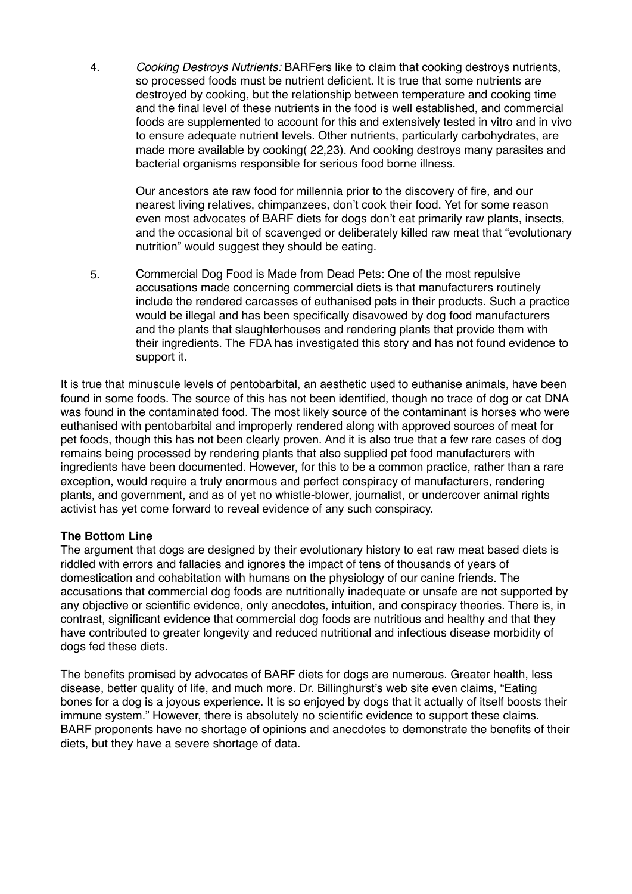4. *Cooking Destroys Nutrients:* BARFers like to claim that cooking destroys nutrients, so processed foods must be nutrient deficient. It is true that some nutrients are destroyed by cooking, but the relationship between temperature and cooking time and the final level of these nutrients in the food is well established, and commercial foods are supplemented to account for this and extensively tested in vitro and in vivo to ensure adequate nutrient levels. Other nutrients, particularly carbohydrates, are made more available by cooking( 22,23). And cooking destroys many parasites and bacterial organisms responsible for serious food borne illness.

   Our ancestors ate raw food for millennia prior to the discovery of fire, and our nearest living relatives, chimpanzees, don't cook their food. Yet for some reason even most advocates of BARF diets for dogs don't eat primarily raw plants, insects, and the occasional bit of scavenged or deliberately killed raw meat that "evolutionary nutrition" would suggest they should be eating.

5. Commercial Dog Food is Made from Dead Pets: One of the most repulsive accusations made concerning commercial diets is that manufacturers routinely include the rendered carcasses of euthanised pets in their products. Such a practice would be illegal and has been specifically disavowed by dog food manufacturers and the plants that slaughterhouses and rendering plants that provide them with their ingredients. The FDA has investigated this story and has not found evidence to support it.

It is true that minuscule levels of pentobarbital, an aesthetic used to euthanise animals, have been found in some foods. The source of this has not been identified, though no trace of dog or cat DNA was found in the contaminated food. The most likely source of the contaminant is horses who were euthanised with pentobarbital and improperly rendered along with approved sources of meat for pet foods, though this has not been clearly proven. And it is also true that a few rare cases of dog remains being processed by rendering plants that also supplied pet food manufacturers with ingredients have been documented. However, for this to be a common practice, rather than a rare exception, would require a truly enormous and perfect conspiracy of manufacturers, rendering plants, and government, and as of yet no whistle-blower, journalist, or undercover animal rights activist has yet come forward to reveal evidence of any such conspiracy.

**The Bottom Line**

The argument that dogs are designed by their evolutionary history to eat raw meat based diets is riddled with errors and fallacies and ignores the impact of tens of thousands of years of domestication and cohabitation with humans on the physiology of our canine friends. The accusations that commercial dog foods are nutritionally inadequate or unsafe are not supported by any objective or scientific evidence, only anecdotes, intuition, and conspiracy theories. There is, in contrast, significant evidence that commercial dog foods are nutritious and healthy and that they have contributed to greater longevity and reduced nutritional and infectious disease morbidity of dogs fed these diets.

The benefits promised by advocates of BARF diets for dogs are numerous. Greater health, less disease, better quality of life, and much more. Dr. Billinghurst's web site even claims, "Eating bones for a dog is a joyous experience. It is so enjoyed by dogs that it actually of itself boosts their immune system." However, there is absolutely no scientific evidence to support these claims. BARF proponents have no shortage of opinions and anecdotes to demonstrate the benefits of their diets, but they have a severe shortage of data.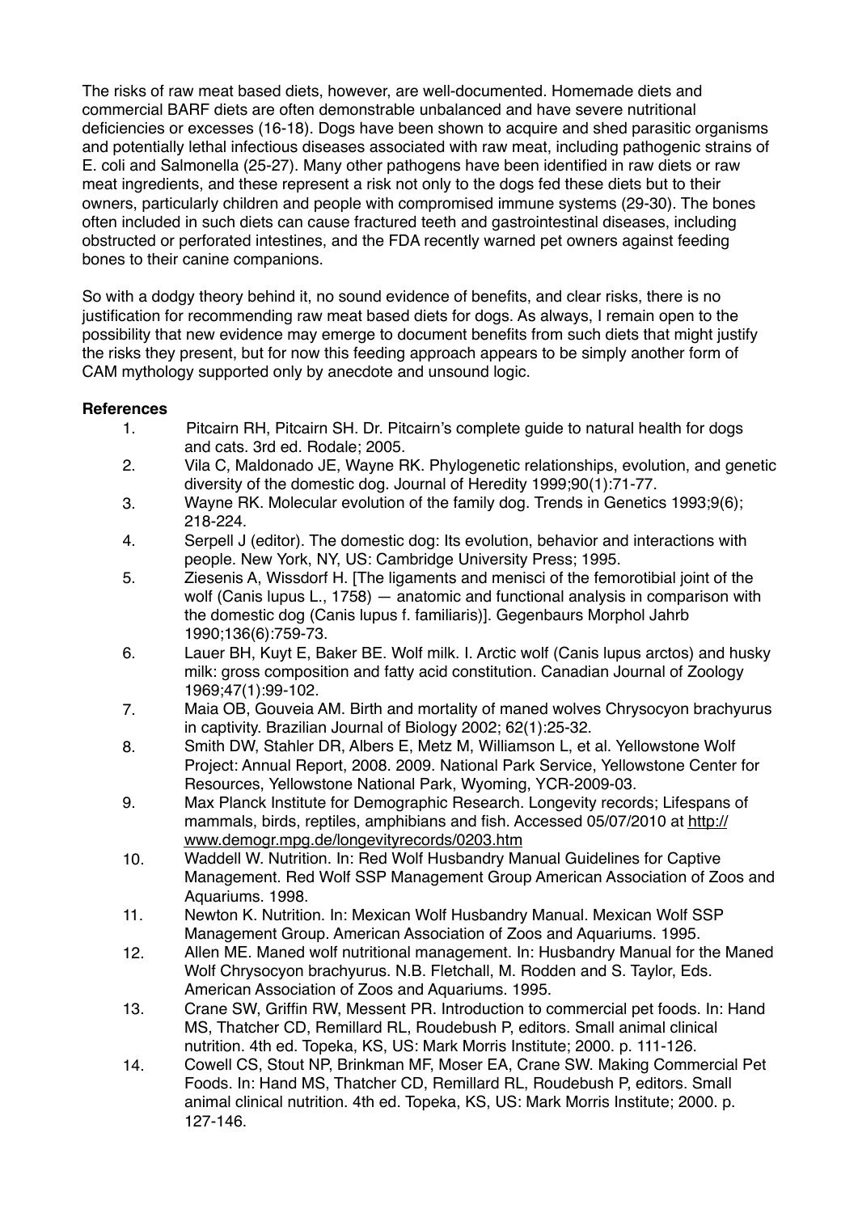The risks of raw meat based diets, however, are well-documented. Homemade diets and commercial BARF diets are often demonstrable unbalanced and have severe nutritional deficiencies or excesses (16-18). Dogs have been shown to acquire and shed parasitic organisms and potentially lethal infectious diseases associated with raw meat, including pathogenic strains of E. coli and Salmonella (25-27). Many other pathogens have been identified in raw diets or raw meat ingredients, and these represent a risk not only to the dogs fed these diets but to their owners, particularly children and people with compromised immune systems (29-30). The bones often included in such diets can cause fractured teeth and gastrointestinal diseases, including obstructed or perforated intestines, and the FDA recently warned pet owners against feeding bones to their canine companions.

So with a dodgy theory behind it, no sound evidence of benefits, and clear risks, there is no justification for recommending raw meat based diets for dogs. As always, I remain open to the possibility that new evidence may emerge to document benefits from such diets that might justify the risks they present, but for now this feeding approach appears to be simply another form of CAM mythology supported only by anecdote and unsound logic.

**References**

1. Pitcairn RH, Pitcairn SH. Dr. Pitcairn's complete guide to natural health for dogs and cats. 3rd ed. Rodale; 2005.
2. Vila C, Maldonado JE, Wayne RK. Phylogenetic relationships, evolution, and genetic diversity of the domestic dog. Journal of Heredity 1999;90(1):71-77.
3. Wayne RK. Molecular evolution of the family dog. Trends in Genetics 1993;9(6); 218-224.
4. Serpell J (editor). The domestic dog: Its evolution, behavior and interactions with people. New York, NY, US: Cambridge University Press; 1995.
5. Ziesenis A, Wissdorf H. [The ligaments and menisci of the femorotibial joint of the wolf (Canis lupus L., 1758) — anatomic and functional analysis in comparison with the domestic dog (Canis lupus f. familiaris)]. Gegenbaurs Morphol Jahrb 1990;136(6):759-73.
6. Lauer BH, Kuyt E, Baker BE. Wolf milk. I. Arctic wolf (Canis lupus arctos) and husky milk: gross composition and fatty acid constitution. Canadian Journal of Zoology 1969;47(1):99-102.
7. Maia OB, Gouveia AM. Birth and mortality of maned wolves Chrysocyon brachyurus in captivity. Brazilian Journal of Biology 2002; 62(1):25-32.
8. Smith DW, Stahler DR, Albers E, Metz M, Williamson L, et al. Yellowstone Wolf Project: Annual Report, 2008. 2009. National Park Service, Yellowstone Center for Resources, Yellowstone National Park, Wyoming, YCR-2009-03.
9. Max Planck Institute for Demographic Research. Longevity records; Lifespans of mammals, birds, reptiles, amphibians and fish. Accessed 05/07/2010 at http://www.demogr.mpg.de/longevityrecords/0203.htm
10. Waddell W. Nutrition. In: Red Wolf Husbandry Manual Guidelines for Captive Management. Red Wolf SSP Management Group American Association of Zoos and Aquariums. 1998.
11. Newton K. Nutrition. In: Mexican Wolf Husbandry Manual. Mexican Wolf SSP Management Group. American Association of Zoos and Aquariums. 1995.
12. Allen ME. Maned wolf nutritional management. In: Husbandry Manual for the Maned Wolf Chrysocyon brachyurus. N.B. Fletchall, M. Rodden and S. Taylor, Eds. American Association of Zoos and Aquariums. 1995.
13. Crane SW, Griffin RW, Messent PR. Introduction to commercial pet foods. In: Hand MS, Thatcher CD, Remillard RL, Roudebush P, editors. Small animal clinical nutrition. 4th ed. Topeka, KS, US: Mark Morris Institute; 2000. p. 111-126.
14. Cowell CS, Stout NP, Brinkman MF, Moser EA, Crane SW. Making Commercial Pet Foods. In: Hand MS, Thatcher CD, Remillard RL, Roudebush P, editors. Small animal clinical nutrition. 4th ed. Topeka, KS, US: Mark Morris Institute; 2000. p. 127-146.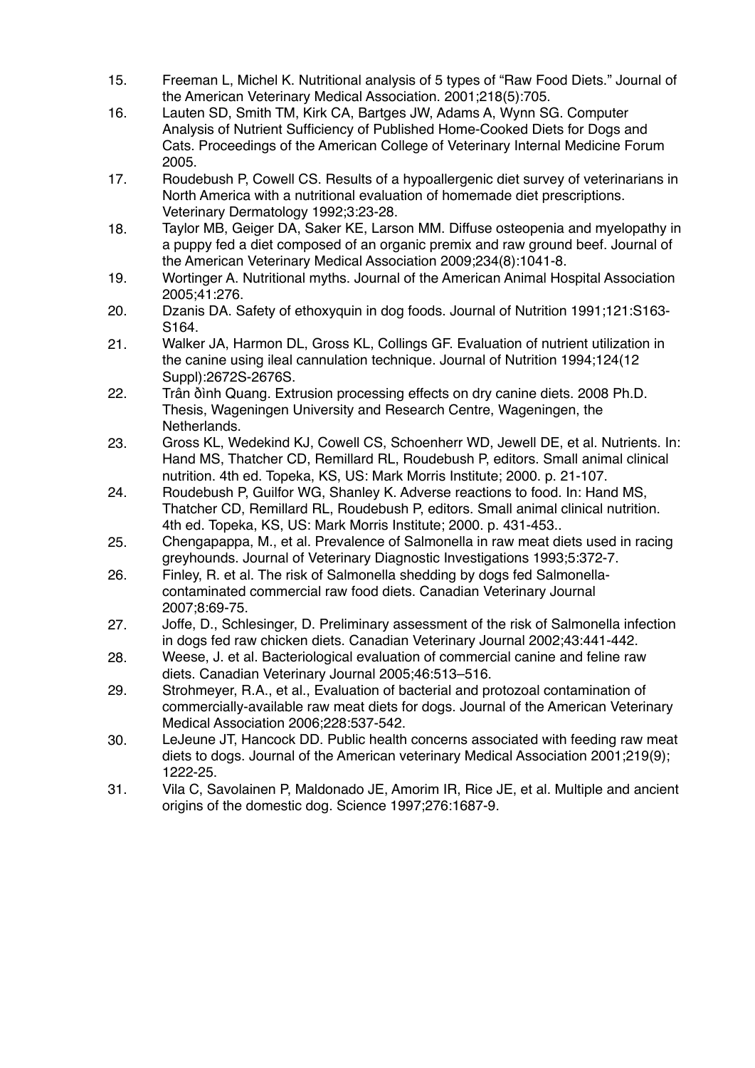15. Freeman L, Michel K. Nutritional analysis of 5 types of "Raw Food Diets." Journal of the American Veterinary Medical Association. 2001;218(5):705.
16. Lauten SD, Smith TM, Kirk CA, Bartges JW, Adams A, Wynn SG. Computer Analysis of Nutrient Sufficiency of Published Home-Cooked Diets for Dogs and Cats. Proceedings of the American College of Veterinary Internal Medicine Forum 2005.
17. Roudebush P, Cowell CS. Results of a hypoallergenic diet survey of veterinarians in North America with a nutritional evaluation of homemade diet prescriptions. Veterinary Dermatology 1992;3:23-28.
18. Taylor MB, Geiger DA, Saker KE, Larson MM. Diffuse osteopenia and myelopathy in a puppy fed a diet composed of an organic premix and raw ground beef. Journal of the American Veterinary Medical Association 2009;234(8):1041-8.
19. Wortinger A. Nutritional myths. Journal of the American Animal Hospital Association 2005;41:276.
20. Dzanis DA. Safety of ethoxyquin in dog foods. Journal of Nutrition 1991;121:S163-S164.
21. Walker JA, Harmon DL, Gross KL, Collings GF. Evaluation of nutrient utilization in the canine using ileal cannulation technique. Journal of Nutrition 1994;124(12 Suppl):2672S-2676S.
22. Trần đình Quang. Extrusion processing effects on dry canine diets. 2008 Ph.D. Thesis, Wageningen University and Research Centre, Wageningen, the Netherlands.
23. Gross KL, Wedekind KJ, Cowell CS, Schoenherr WD, Jewell DE, et al. Nutrients. In: Hand MS, Thatcher CD, Remillard RL, Roudebush P, editors. Small animal clinical nutrition. 4th ed. Topeka, KS, US: Mark Morris Institute; 2000. p. 21-107.
24. Roudebush P, Guilfor WG, Shanley K. Adverse reactions to food. In: Hand MS, Thatcher CD, Remillard RL, Roudebush P, editors. Small animal clinical nutrition. 4th ed. Topeka, KS, US: Mark Morris Institute; 2000. p. 431-453..
25. Chengapappa, M., et al. Prevalence of Salmonella in raw meat diets used in racing greyhounds. Journal of Veterinary Diagnostic Investigations 1993;5:372-7.
26. Finley, R. et al. The risk of Salmonella shedding by dogs fed Salmonella-contaminated commercial raw food diets. Canadian Veterinary Journal 2007;8:69-75.
27. Joffe, D., Schlesinger, D. Preliminary assessment of the risk of Salmonella infection in dogs fed raw chicken diets. Canadian Veterinary Journal 2002;43:441-442.
28. Weese, J. et al. Bacteriological evaluation of commercial canine and feline raw diets. Canadian Veterinary Journal 2005;46:513–516.
29. Strohmeyer, R.A., et al., Evaluation of bacterial and protozoal contamination of commercially-available raw meat diets for dogs. Journal of the American Veterinary Medical Association 2006;228:537-542.
30. LeJeune JT, Hancock DD. Public health concerns associated with feeding raw meat diets to dogs. Journal of the American veterinary Medical Association 2001;219(9); 1222-25.
31. Vila C, Savolainen P, Maldonado JE, Amorim IR, Rice JE, et al. Multiple and ancient origins of the domestic dog. Science 1997;276:1687-9.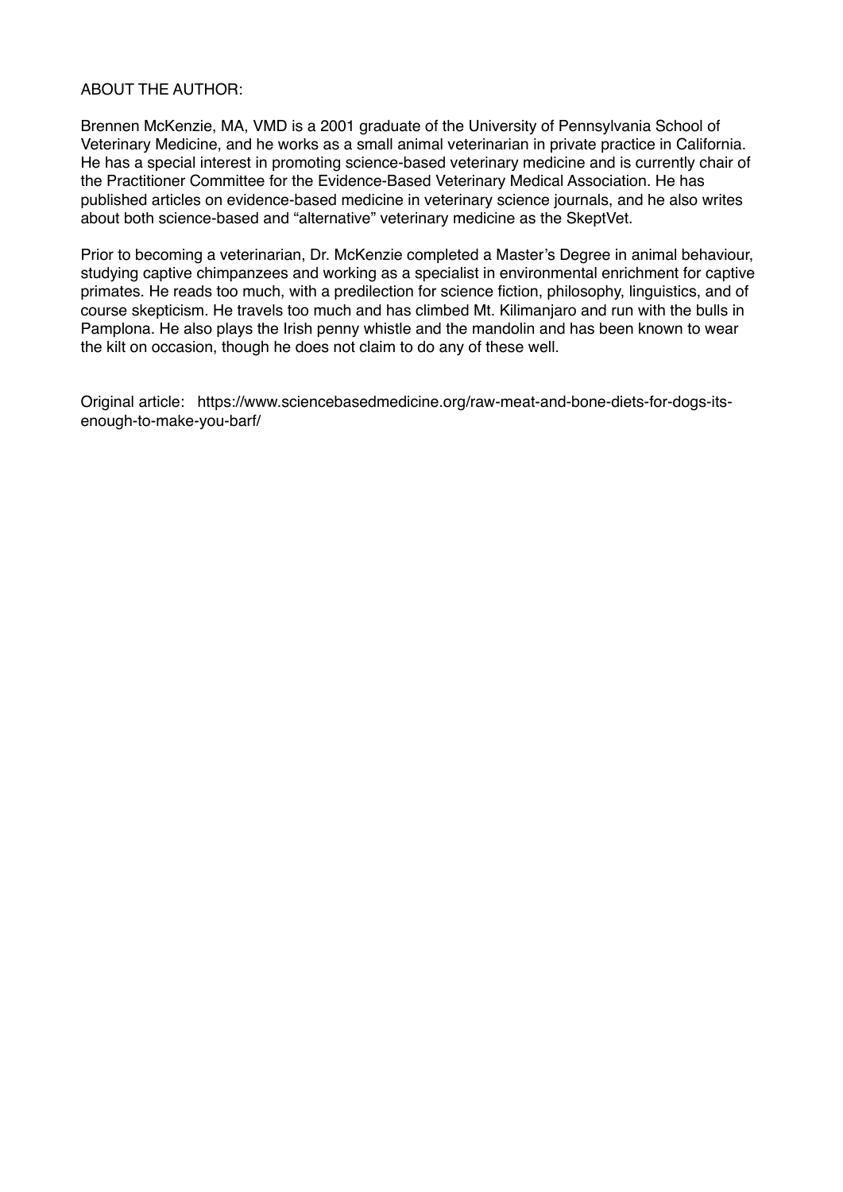ABOUT THE AUTHOR:

Brennen McKenzie, MA, VMD is a 2001 graduate of the University of Pennsylvania School of Veterinary Medicine, and he works as a small animal veterinarian in private practice in California. He has a special interest in promoting science-based veterinary medicine and is currently chair of the Practitioner Committee for the Evidence-Based Veterinary Medical Association. He has published articles on evidence-based medicine in veterinary science journals, and he also writes about both science-based and "alternative" veterinary medicine as the SkeptVet.

Prior to becoming a veterinarian, Dr. McKenzie completed a Master's Degree in animal behaviour, studying captive chimpanzees and working as a specialist in environmental enrichment for captive primates. He reads too much, with a predilection for science fiction, philosophy, linguistics, and of course skepticism. He travels too much and has climbed Mt. Kilimanjaro and run with the bulls in Pamplona. He also plays the Irish penny whistle and the mandolin and has been known to wear the kilt on occasion, though he does not claim to do any of these well.

Original article: https://www.sciencebasedmedicine.org/raw-meat-and-bone-diets-for-dogs-its-enough-to-make-you-barf/